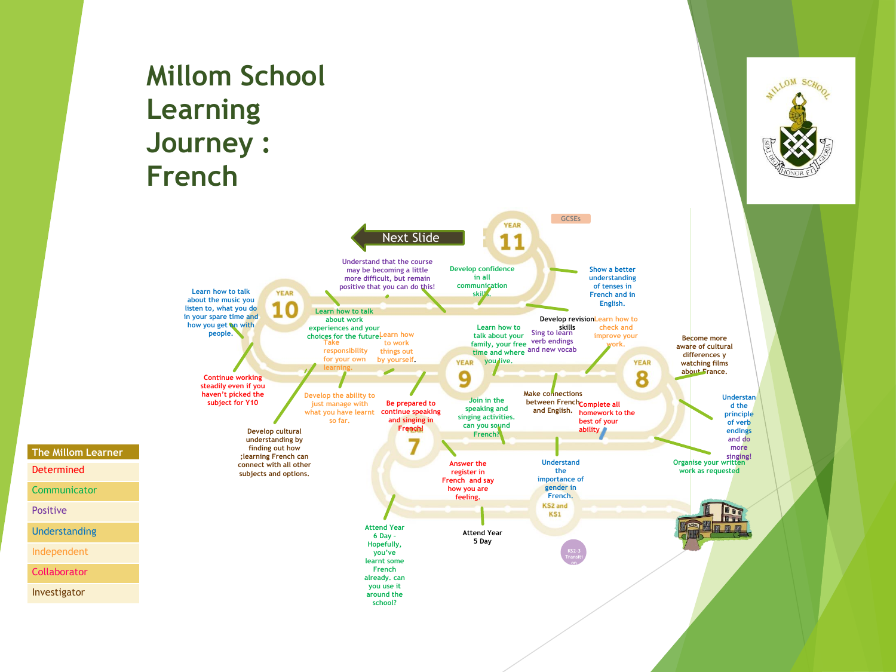# Millom School Learning Journey : French

Next Slide

GCSEs

YEAR 11

YEAR 10

YEAR 9

YEAR 8

YEAR 7

KS2 and KS1

KS2-3 Transition

Understand that the course may be becoming a little more difficult, but remain positive that you can do this!

Develop confidence in all communication skills.

Show a better understanding of tenses in French and in English.

Learn how to talk about the music you listen to, what you do in your spare time and how you get on with people.

Learn how to talk about work experiences and your choices for the future.

Take responsibility for your own learning.

Learn how to work things out by yourself.

Develop revision skills

Learn how to check and improve your work.

Learn how to talk about your family, your free time and where you live.

Sing to learn verb endings and new vocab

Become more aware of cultural differences y watching films about France.

Continue working steadily even if you haven't picked the subject for Y10

Develop the ability to just manage with what you have learnt so far.

Be prepared to continue speaking and singing in French!

Join in the speaking and singing activities. can you sound French?

Make connections between French and English.

Complete all homework to the best of your ability

Understand the principle of verb endings and do more singing!

Develop cultural understanding by finding out how ;learning French can connect with all other subjects and options.

Answer the register in French and say how you are feeling.

Understand the importance of gender in French.

Organise your written work as requested

Attend Year 6 Day - Hopefully, you've learnt some French already. can you use it around the school?

Attend Year 5 Day

| The Millom Learner |
|---|
| Determined |
| Communicator |
| Positive |
| Understanding |
| Independent |
| Collaborator |
| Investigator |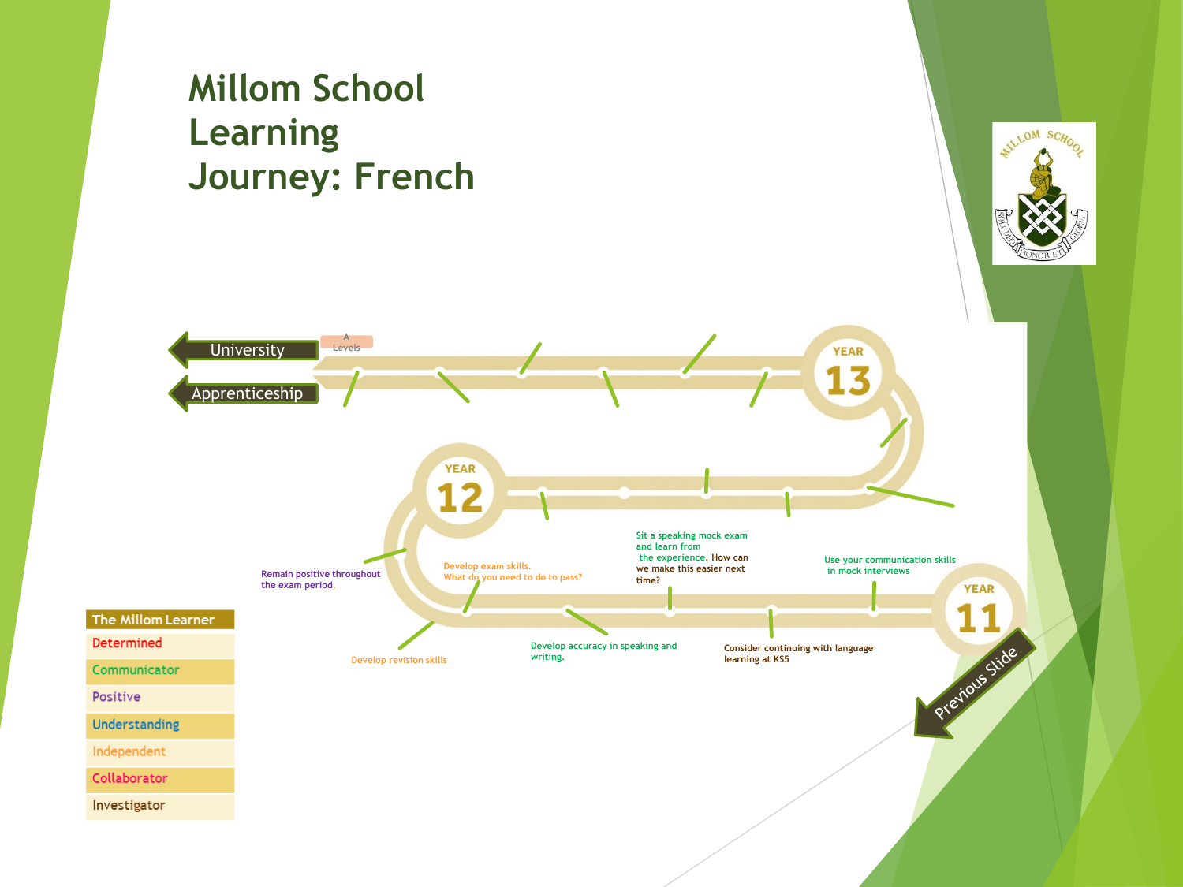# Millom School Learning Journey: French

University

Apprenticeship

A Levels

YEAR 13

YEAR 12

YEAR 11

Remain positive throughout the exam period.

Develop exam skills. What do you need to do to pass?

Sit a speaking mock exam and learn from the experience. How can we make this easier next time?

Use your communication skills in mock interviews

Develop revision skills

Develop accuracy in speaking and writing.

Consider continuing with language learning at KS5

Previous Slide

| The Millom Learner |
| --- |
| Determined |
| Communicator |
| Positive |
| Understanding |
| Independent |
| Collaborator |
| Investigator |